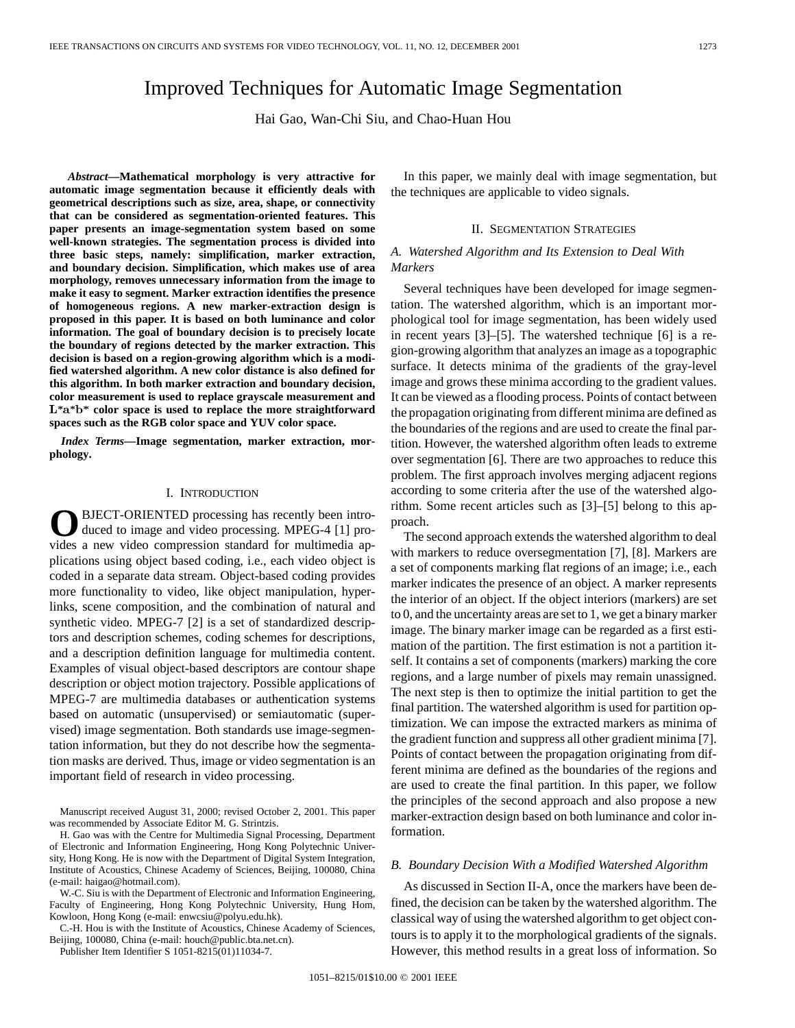# Improved Techniques for Automatic Image Segmentation

Hai Gao, Wan-Chi Siu, and Chao-Huan Hou

***Abstract*—Mathematical morphology is very attractive for automatic image segmentation because it efficiently deals with geometrical descriptions such as size, area, shape, or connectivity that can be considered as segmentation-oriented features. This paper presents an image-segmentation system based on some well-known strategies. The segmentation process is divided into three basic steps, namely: simplification, marker extraction, and boundary decision. Simplification, which makes use of area morphology, removes unnecessary information from the image to make it easy to segment. Marker extraction identifies the presence of homogeneous regions. A new marker-extraction design is proposed in this paper. It is based on both luminance and color information. The goal of boundary decision is to precisely locate the boundary of regions detected by the marker extraction. This decision is based on a region-growing algorithm which is a modified watershed algorithm. A new color distance is also defined for this algorithm. In both marker extraction and boundary decision, color measurement is used to replace grayscale measurement and L\*a\*b\* color space is used to replace the more straightforward spaces such as the RGB color space and YUV color space.**

***Index Terms*—Image segmentation, marker extraction, morphology.**

## I. Introduction

Object-oriented processing has recently been introduced to image and video processing. MPEG-4 [1] provides a new video compression standard for multimedia applications using object based coding, i.e., each video object is coded in a separate data stream. Object-based coding provides more functionality to video, like object manipulation, hyperlinks, scene composition, and the combination of natural and synthetic video. MPEG-7 [2] is a set of standardized descriptors and description schemes, coding schemes for descriptions, and a description definition language for multimedia content. Examples of visual object-based descriptors are contour shape description or object motion trajectory. Possible applications of MPEG-7 are multimedia databases or authentication systems based on automatic (unsupervised) or semiautomatic (supervised) image segmentation. Both standards use image-segmentation information, but they do not describe how the segmentation masks are derived. Thus, image or video segmentation is an important field of research in video processing.

In this paper, we mainly deal with image segmentation, but the techniques are applicable to video signals.

Manuscript received August 31, 2000; revised October 2, 2001. This paper was recommended by Associate Editor M. G. Strintzis.

H. Gao was with the Centre for Multimedia Signal Processing, Department of Electronic and Information Engineering, Hong Kong Polytechnic University, Hong Kong. He is now with the Department of Digital System Integration, Institute of Acoustics, Chinese Academy of Sciences, Beijing, 100080, China (e-mail: haigao@hotmail.com).

W.-C. Siu is with the Department of Electronic and Information Engineering, Faculty of Engineering, Hong Kong Polytechnic University, Hung Hom, Kowloon, Hong Kong (e-mail: enwcsiu@polyu.edu.hk).

C.-H. Hou is with the Institute of Acoustics, Chinese Academy of Sciences, Beijing, 100080, China (e-mail: houch@public.bta.net.cn).

Publisher Item Identifier S 1051-8215(01)11034-7.

## II. Segmentation Strategies

### A. Watershed Algorithm and Its Extension to Deal With Markers

Several techniques have been developed for image segmentation. The watershed algorithm, which is an important morphological tool for image segmentation, has been widely used in recent years [3]–[5]. The watershed technique [6] is a region-growing algorithm that analyzes an image as a topographic surface. It detects minima of the gradients of the gray-level image and grows these minima according to the gradient values. It can be viewed as a flooding process. Points of contact between the propagation originating from different minima are defined as the boundaries of the regions and are used to create the final partition. However, the watershed algorithm often leads to extreme over segmentation [6]. There are two approaches to reduce this problem. The first approach involves merging adjacent regions according to some criteria after the use of the watershed algorithm. Some recent articles such as [3]–[5] belong to this approach.

The second approach extends the watershed algorithm to deal with markers to reduce oversegmentation [7], [8]. Markers are a set of components marking flat regions of an image; i.e., each marker indicates the presence of an object. A marker represents the interior of an object. If the object interiors (markers) are set to 0, and the uncertainty areas are set to 1, we get a binary marker image. The binary marker image can be regarded as a first estimation of the partition. The first estimation is not a partition itself. It contains a set of components (markers) marking the core regions, and a large number of pixels may remain unassigned. The next step is then to optimize the initial partition to get the final partition. The watershed algorithm is used for partition optimization. We can impose the extracted markers as minima of the gradient function and suppress all other gradient minima [7]. Points of contact between the propagation originating from different minima are defined as the boundaries of the regions and are used to create the final partition. In this paper, we follow the principles of the second approach and also propose a new marker-extraction design based on both luminance and color information.

### B. Boundary Decision With a Modified Watershed Algorithm

As discussed in Section II-A, once the markers have been defined, the decision can be taken by the watershed algorithm. The classical way of using the watershed algorithm to get object contours is to apply it to the morphological gradients of the signals. However, this method results in a great loss of information. So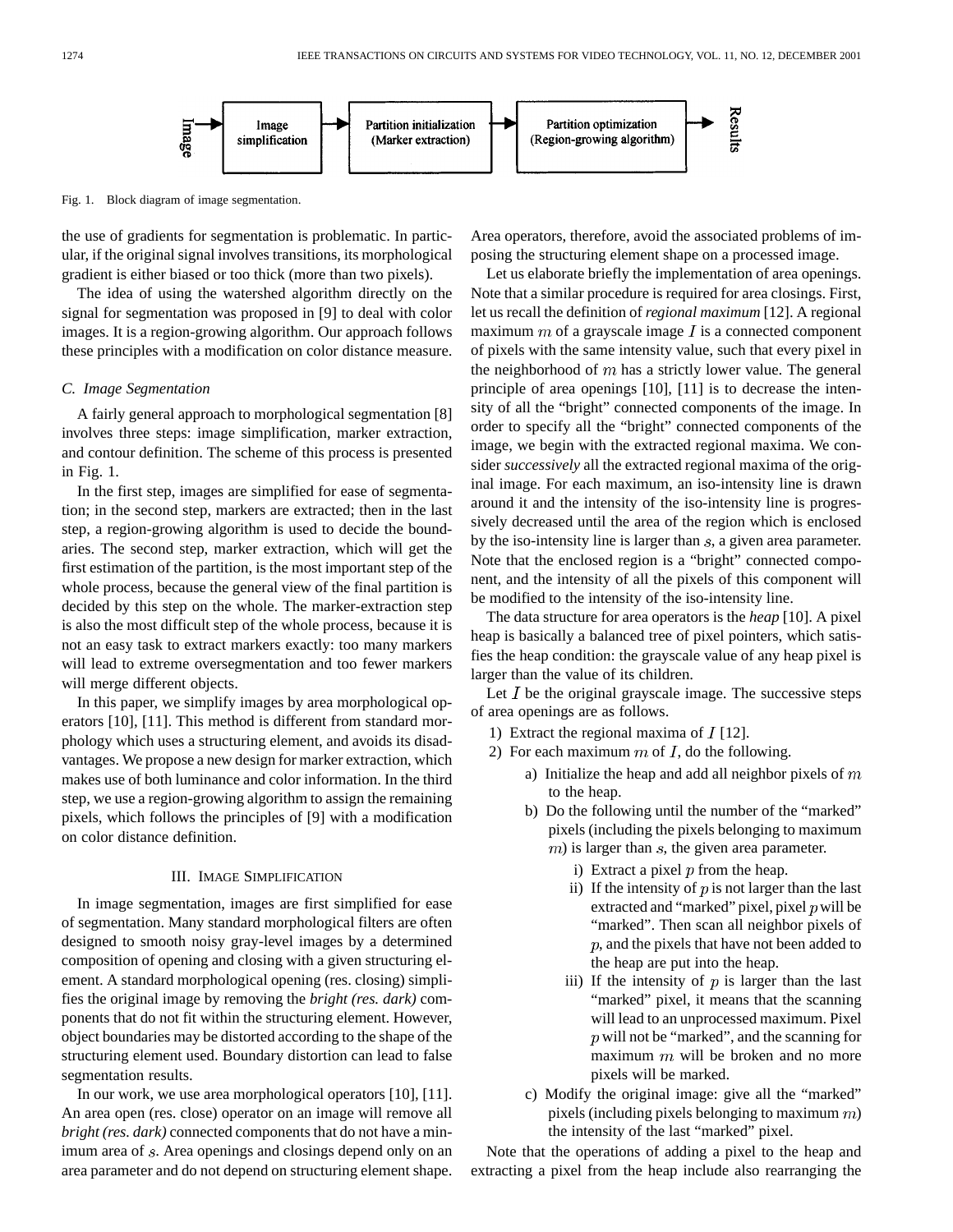Image → Image simplification → Partition initialization (Marker extraction) → Partition optimization (Region-growing algorithm) → Results

Fig. 1. Block diagram of image segmentation.

the use of gradients for segmentation is problematic. In particular, if the original signal involves transitions, its morphological gradient is either biased or too thick (more than two pixels).

The idea of using the watershed algorithm directly on the signal for segmentation was proposed in [9] to deal with color images. It is a region-growing algorithm. Our approach follows these principles with a modification on color distance measure.

### C. Image Segmentation

A fairly general approach to morphological segmentation [8] involves three steps: image simplification, marker extraction, and contour definition. The scheme of this process is presented in Fig. 1.

In the first step, images are simplified for ease of segmentation; in the second step, markers are extracted; then in the last step, a region-growing algorithm is used to decide the boundaries. The second step, marker extraction, which will get the first estimation of the partition, is the most important step of the whole process, because the general view of the final partition is decided by this step on the whole. The marker-extraction step is also the most difficult step of the whole process, because it is not an easy task to extract markers exactly: too many markers will lead to extreme oversegmentation and too fewer markers will merge different objects.

In this paper, we simplify images by area morphological operators [10], [11]. This method is different from standard morphology which uses a structuring element, and avoids its disadvantages. We propose a new design for marker extraction, which makes use of both luminance and color information. In the third step, we use a region-growing algorithm to assign the remaining pixels, which follows the principles of [9] with a modification on color distance definition.

## III. Image Simplification

In image segmentation, images are first simplified for ease of segmentation. Many standard morphological filters are often designed to smooth noisy gray-level images by a determined composition of opening and closing with a given structuring element. A standard morphological opening (res. closing) simplifies the original image by removing the *bright (res. dark)* components that do not fit within the structuring element. However, object boundaries may be distorted according to the shape of the structuring element used. Boundary distortion can lead to false segmentation results.

In our work, we use area morphological operators [10], [11]. An area open (res. close) operator on an image will remove all *bright (res. dark)* connected components that do not have a minimum area of $s$. Area openings and closings depend only on an area parameter and do not depend on structuring element shape. Area operators, therefore, avoid the associated problems of imposing the structuring element shape on a processed image.

Let us elaborate briefly the implementation of area openings. Note that a similar procedure is required for area closings. First, let us recall the definition of *regional maximum* [12]. A regional maximum $m$ of a grayscale image $I$ is a connected component of pixels with the same intensity value, such that every pixel in the neighborhood of $m$ has a strictly lower value. The general principle of area openings [10], [11] is to decrease the intensity of all the "bright" connected components of the image. In order to specify all the "bright" connected components of the image, we begin with the extracted regional maxima. We consider *successively* all the extracted regional maxima of the original image. For each maximum, an iso-intensity line is drawn around it and the intensity of the iso-intensity line is progressively decreased until the area of the region which is enclosed by the iso-intensity line is larger than $s$, a given area parameter. Note that the enclosed region is a "bright" connected component, and the intensity of all the pixels of this component will be modified to the intensity of the iso-intensity line.

The data structure for area operators is the *heap* [10]. A pixel heap is basically a balanced tree of pixel pointers, which satisfies the heap condition: the grayscale value of any heap pixel is larger than the value of its children.

Let $I$ be the original grayscale image. The successive steps of area openings are as follows.

1) Extract the regional maxima of $I$ [12].
2) For each maximum $m$ of $I$, do the following.
   a) Initialize the heap and add all neighbor pixels of $m$ to the heap.
   b) Do the following until the number of the "marked" pixels (including the pixels belonging to maximum $m$) is larger than $s$, the given area parameter.
      i) Extract a pixel $p$ from the heap.
      ii) If the intensity of $p$ is not larger than the last extracted and "marked" pixel, pixel $p$ will be "marked". Then scan all neighbor pixels of $p$, and the pixels that have not been added to the heap are put into the heap.
      iii) If the intensity of $p$ is larger than the last "marked" pixel, it means that the scanning will lead to an unprocessed maximum. Pixel $p$ will not be "marked", and the scanning for maximum $m$ will be broken and no more pixels will be marked.
   c) Modify the original image: give all the "marked" pixels (including pixels belonging to maximum $m$) the intensity of the last "marked" pixel.

Note that the operations of adding a pixel to the heap and extracting a pixel from the heap include also rearranging the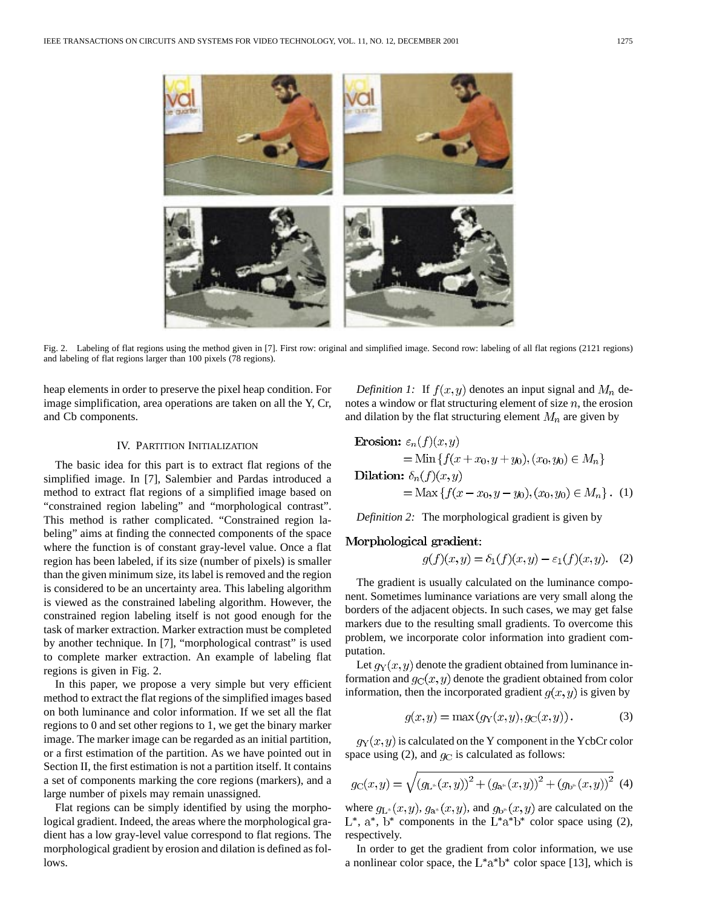Fig. 2. Labeling of flat regions using the method given in [7]. First row: original and simplified image. Second row: labeling of all flat regions (2121 regions) and labeling of flat regions larger than 100 pixels (78 regions).

heap elements in order to preserve the pixel heap condition. For image simplification, area operations are taken on all the Y, Cr, and Cb components.

## IV. Partition Initialization

The basic idea for this part is to extract flat regions of the simplified image. In [7], Salembier and Pardas introduced a method to extract flat regions of a simplified image based on "constrained region labeling" and "morphological contrast". This method is rather complicated. "Constrained region labeling" aims at finding the connected components of the space where the function is of constant gray-level value. Once a flat region has been labeled, if its size (number of pixels) is smaller than the given minimum size, its label is removed and the region is considered to be an uncertainty area. This labeling algorithm is viewed as the constrained labeling algorithm. However, the constrained region labeling itself is not good enough for the task of marker extraction. Marker extraction must be completed by another technique. In [7], "morphological contrast" is used to complete marker extraction. An example of labeling flat regions is given in Fig. 2.

In this paper, we propose a very simple but very efficient method to extract the flat regions of the simplified images based on both luminance and color information. If we set all the flat regions to 0 and set other regions to 1, we get the binary marker image. The marker image can be regarded as an initial partition, or a first estimation of the partition. As we have pointed out in Section II, the first estimation is not a partition itself. It contains a set of components marking the core regions (markers), and a large number of pixels may remain unassigned.

Flat regions can be simply identified by using the morphological gradient. Indeed, the areas where the morphological gradient has a low gray-level value correspond to flat regions. The morphological gradient by erosion and dilation is defined as follows.

*Definition 1:* If $f(x,y)$ denotes an input signal and $M_n$ denotes a window or flat structuring element of size $n$, the erosion and dilation by the flat structuring element $M_n$ are given by

$$\begin{aligned}\textbf{Erosion: } \varepsilon_n(f)(x,y) &= \mathrm{Min}\{f(x+x_0, y+y_0), (x_0,y_0)\in M_n\}\\ \textbf{Dilation: } \delta_n(f)(x,y) &= \mathrm{Max}\{f(x-x_0, y-y_0), (x_0,y_0)\in M_n\}. \quad (1)\end{aligned}$$

*Definition 2:* The morphological gradient is given by

**Morphological gradient:**

$$g(f)(x,y) = \delta_1(f)(x,y) - \varepsilon_1(f)(x,y). \quad (2)$$

The gradient is usually calculated on the luminance component. Sometimes luminance variations are very small along the borders of the adjacent objects. In such cases, we may get false markers due to the resulting small gradients. To overcome this problem, we incorporate color information into gradient computation.

Let $g_{\mathrm{Y}}(x,y)$ denote the gradient obtained from luminance information and $g_{\mathrm{C}}(x,y)$ denote the gradient obtained from color information, then the incorporated gradient $g(x,y)$ is given by

$$g(x,y) = \max(g_{\mathrm{Y}}(x,y), g_{\mathrm{C}}(x,y)). \quad (3)$$

$g_{\mathrm{Y}}(x,y)$ is calculated on the Y component in the YcbCr color space using (2), and $g_{\mathrm{C}}$ is calculated as follows:

$$g_{\mathrm{C}}(x,y) = \sqrt{(g_{\mathrm{L}^*}(x,y))^2 + (g_{\mathrm{a}^*}(x,y))^2 + (g_{\mathrm{b}^*}(x,y))^2} \quad (4)$$

where $g_{\mathrm{L}^*}(x,y)$, $g_{\mathrm{a}^*}(x,y)$, and $g_{\mathrm{b}^*}(x,y)$ are calculated on the L*, a*, b* components in the L*a*b* color space using (2), respectively.

In order to get the gradient from color information, we use a nonlinear color space, the L*a*b* color space [13], which is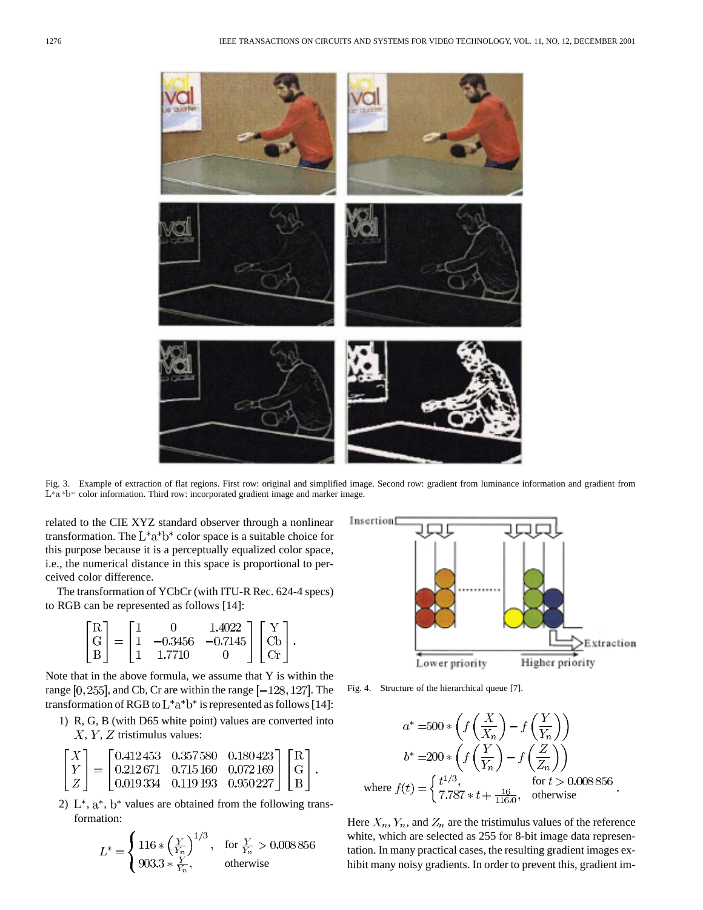Fig. 3. Example of extraction of flat regions. First row: original and simplified image. Second row: gradient from luminance information and gradient from L*a*b* color information. Third row: incorporated gradient image and marker image.

related to the CIE XYZ standard observer through a nonlinear transformation. The L*a*b* color space is a suitable choice for this purpose because it is a perceptually equalized color space, i.e., the numerical distance in this space is proportional to perceived color difference.

The transformation of YCbCr (with ITU-R Rec. 624-4 specs) to RGB can be represented as follows [14]:

$$\begin{bmatrix} \mathrm{R} \\ \mathrm{G} \\ \mathrm{B} \end{bmatrix} = \begin{bmatrix} 1 & 0 & 1.4022 \\ 1 & -0.3456 & -0.7145 \\ 1 & 1.7710 & 0 \end{bmatrix} \begin{bmatrix} \mathrm{Y} \\ \mathrm{Cb} \\ \mathrm{Cr} \end{bmatrix}.$$

Note that in the above formula, we assume that Y is within the range $[0, 255]$, and Cb, Cr are within the range $[-128, 127]$. The transformation of RGB to L*a*b* is represented as follows [14]:

1) R, G, B (with D65 white point) values are converted into $X$, $Y$, $Z$ tristimulus values:

$$\begin{bmatrix} X \\ Y \\ Z \end{bmatrix} = \begin{bmatrix} 0.412\,453 & 0.357\,580 & 0.180\,423 \\ 0.212\,671 & 0.715\,160 & 0.072\,169 \\ 0.019\,334 & 0.119\,193 & 0.950\,227 \end{bmatrix} \begin{bmatrix} \mathrm{R} \\ \mathrm{G} \\ \mathrm{B} \end{bmatrix}.$$

2) L*, a*, b* values are obtained from the following transformation:

$$L^* = \begin{cases} 116 * \left(\frac{Y}{Y_n}\right)^{1/3}, & \text{for } \frac{Y}{Y_n} > 0.008\,856 \\ 903.3 * \frac{Y}{Y_n}, & \text{otherwise} \end{cases}$$

Fig. 4. Structure of the hierarchical queue [7].

$$\begin{aligned} a^* &= 500 * \left( f\left(\frac{X}{X_n}\right) - f\left(\frac{Y}{Y_n}\right) \right) \\ b^* &= 200 * \left( f\left(\frac{Y}{Y_n}\right) - f\left(\frac{Z}{Z_n}\right) \right) \\ \text{where } f(t) &= \begin{cases} t^{1/3}, & \text{for } t > 0.008\,856 \\ 7.787 * t + \frac{16}{116.0}, & \text{otherwise} \end{cases}. \end{aligned}$$

Here $X_n$, $Y_n$, and $Z_n$ are the tristimulus values of the reference white, which are selected as 255 for 8-bit image data representation. In many practical cases, the resulting gradient images exhibit many noisy gradients. In order to prevent this, gradient im-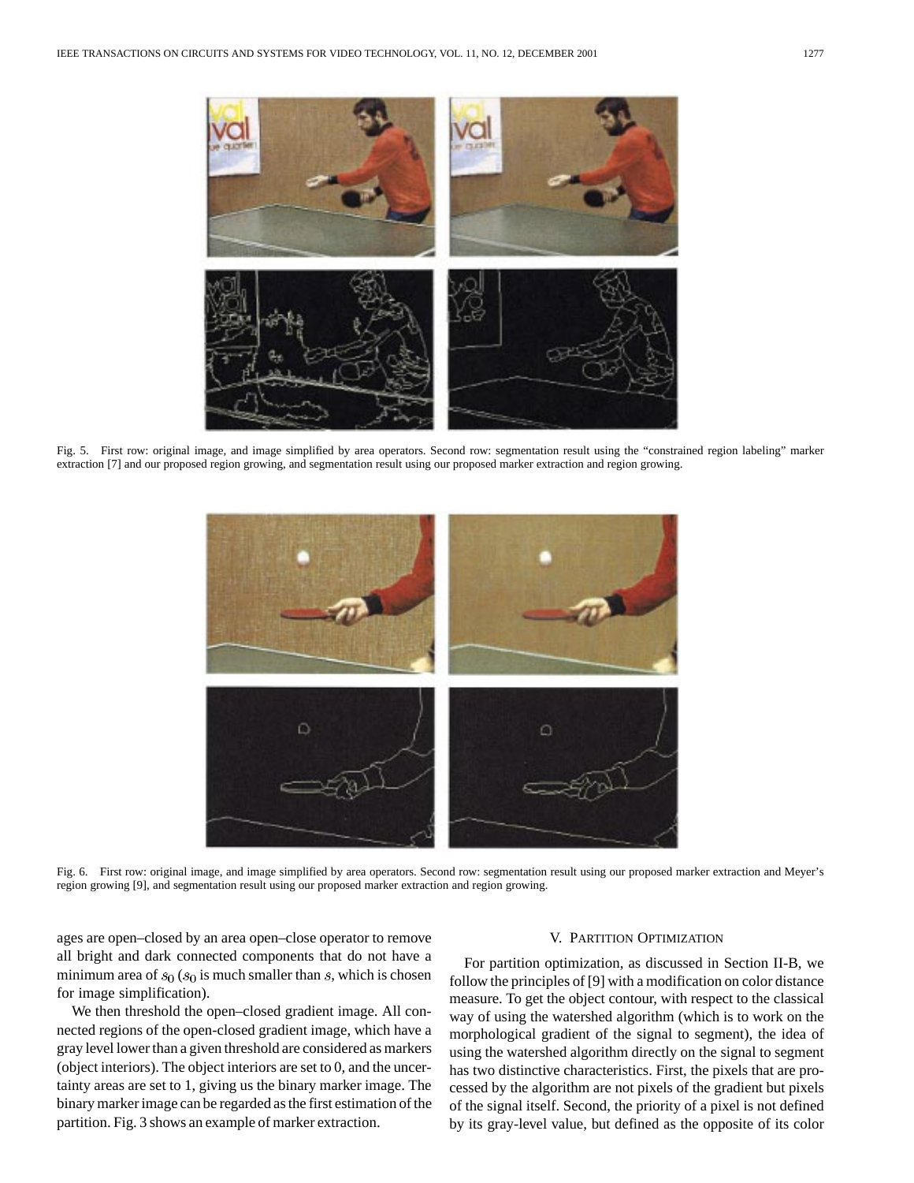Fig. 5. First row: original image, and image simplified by area operators. Second row: segmentation result using the "constrained region labeling" marker extraction [7] and our proposed region growing, and segmentation result using our proposed marker extraction and region growing.

Fig. 6. First row: original image, and image simplified by area operators. Second row: segmentation result using our proposed marker extraction and Meyer's region growing [9], and segmentation result using our proposed marker extraction and region growing.

ages are open–closed by an area open–close operator to remove all bright and dark connected components that do not have a minimum area of $s_0$ ($s_0$ is much smaller than $s$, which is chosen for image simplification).

We then threshold the open–closed gradient image. All connected regions of the open-closed gradient image, which have a gray level lower than a given threshold are considered as markers (object interiors). The object interiors are set to 0, and the uncertainty areas are set to 1, giving us the binary marker image. The binary marker image can be regarded as the first estimation of the partition. Fig. 3 shows an example of marker extraction.

## V. Partition Optimization

For partition optimization, as discussed in Section II-B, we follow the principles of [9] with a modification on color distance measure. To get the object contour, with respect to the classical way of using the watershed algorithm (which is to work on the morphological gradient of the signal to segment), the idea of using the watershed algorithm directly on the signal to segment has two distinctive characteristics. First, the pixels that are processed by the algorithm are not pixels of the gradient but pixels of the signal itself. Second, the priority of a pixel is not defined by its gray-level value, but defined as the opposite of its color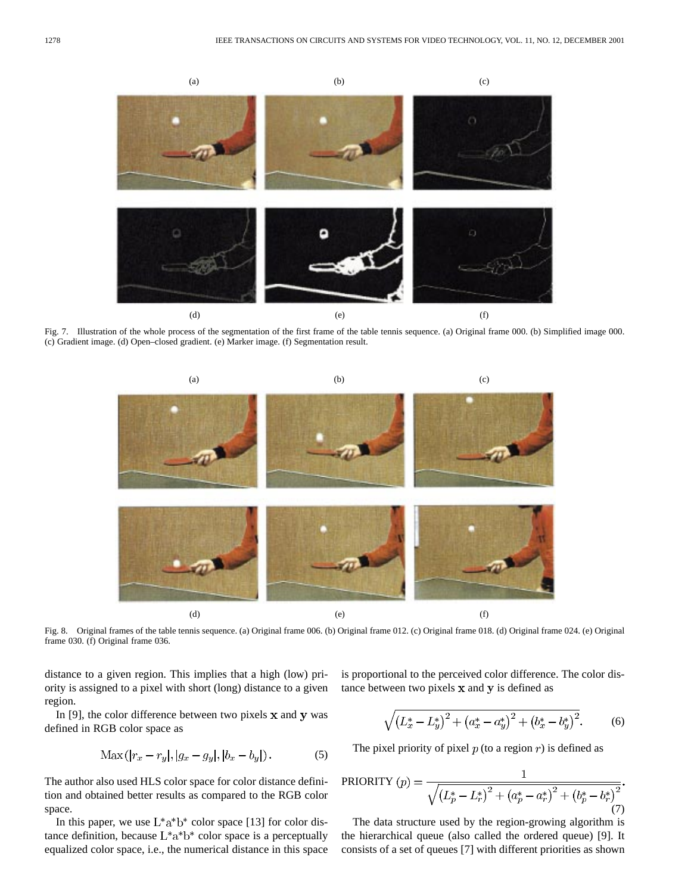Fig. 7. Illustration of the whole process of the segmentation of the first frame of the table tennis sequence. (a) Original frame 000. (b) Simplified image 000. (c) Gradient image. (d) Open–closed gradient. (e) Marker image. (f) Segmentation result.

Fig. 8. Original frames of the table tennis sequence. (a) Original frame 006. (b) Original frame 012. (c) Original frame 018. (d) Original frame 024. (e) Original frame 030. (f) Original frame 036.

distance to a given region. This implies that a high (low) priority is assigned to a pixel with short (long) distance to a given region.

In [9], the color difference between two pixels $\mathbf{x}$ and $\mathbf{y}$ was defined in RGB color space as

$$\operatorname{Max}\left(|r_x - r_y|, |g_x - g_y|, |b_x - b_y|\right). \tag{5}$$

The author also used HLS color space for color distance definition and obtained better results as compared to the RGB color space.

In this paper, we use $L^*a^*b^*$ color space [13] for color distance definition, because $L^*a^*b^*$ color space is a perceptually equalized color space, i.e., the numerical distance in this space is proportional to the perceived color difference. The color distance between two pixels $\mathbf{x}$ and $\mathbf{y}$ is defined as

$$\sqrt{\left(L_x^* - L_y^*\right)^2 + \left(a_x^* - a_y^*\right)^2 + \left(b_x^* - b_y^*\right)^2}. \tag{6}$$

The pixel priority of pixel $p$ (to a region $r$) is defined as

$$\text{PRIORITY}\ (p) = \frac{1}{\sqrt{\left(L_p^* - L_r^*\right)^2 + \left(a_p^* - a_r^*\right)^2 + \left(b_p^* - b_r^*\right)^2}}. \tag{7}$$

The data structure used by the region-growing algorithm is the hierarchical queue (also called the ordered queue) [9]. It consists of a set of queues [7] with different priorities as shown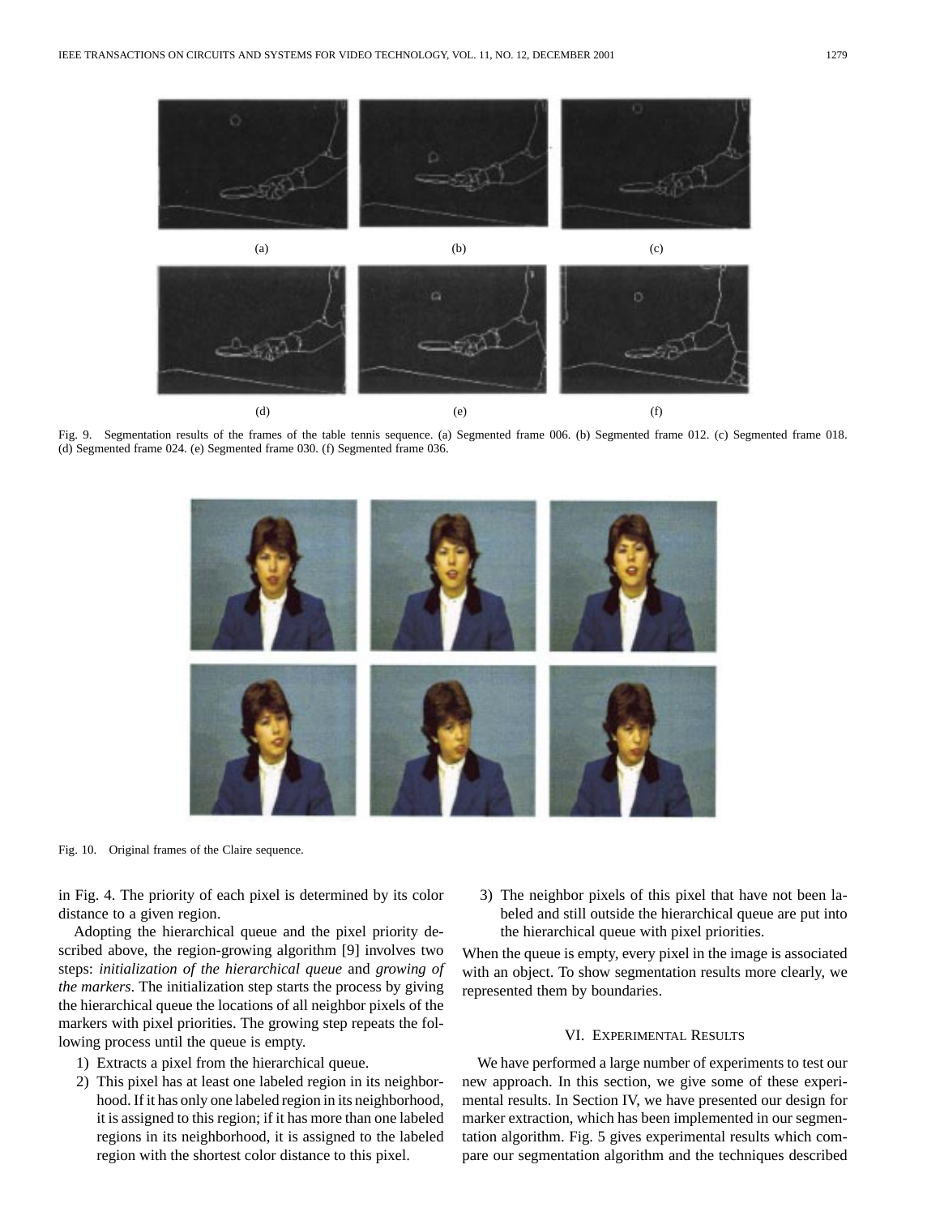(a) (b) (c)

(d) (e) (f)

Fig. 9. Segmentation results of the frames of the table tennis sequence. (a) Segmented frame 006. (b) Segmented frame 012. (c) Segmented frame 018. (d) Segmented frame 024. (e) Segmented frame 030. (f) Segmented frame 036.

Fig. 10. Original frames of the Claire sequence.

in Fig. 4. The priority of each pixel is determined by its color distance to a given region.

Adopting the hierarchical queue and the pixel priority described above, the region-growing algorithm [9] involves two steps: *initialization of the hierarchical queue* and *growing of the markers*. The initialization step starts the process by giving the hierarchical queue the locations of all neighbor pixels of the markers with pixel priorities. The growing step repeats the following process until the queue is empty.

1) Extracts a pixel from the hierarchical queue.
2) This pixel has at least one labeled region in its neighborhood. If it has only one labeled region in its neighborhood, it is assigned to this region; if it has more than one labeled regions in its neighborhood, it is assigned to the labeled region with the shortest color distance to this pixel.
3) The neighbor pixels of this pixel that have not been labeled and still outside the hierarchical queue are put into the hierarchical queue with pixel priorities.

When the queue is empty, every pixel in the image is associated with an object. To show segmentation results more clearly, we represented them by boundaries.

## VI. Experimental Results

We have performed a large number of experiments to test our new approach. In this section, we give some of these experimental results. In Section IV, we have presented our design for marker extraction, which has been implemented in our segmentation algorithm. Fig. 5 gives experimental results which compare our segmentation algorithm and the techniques described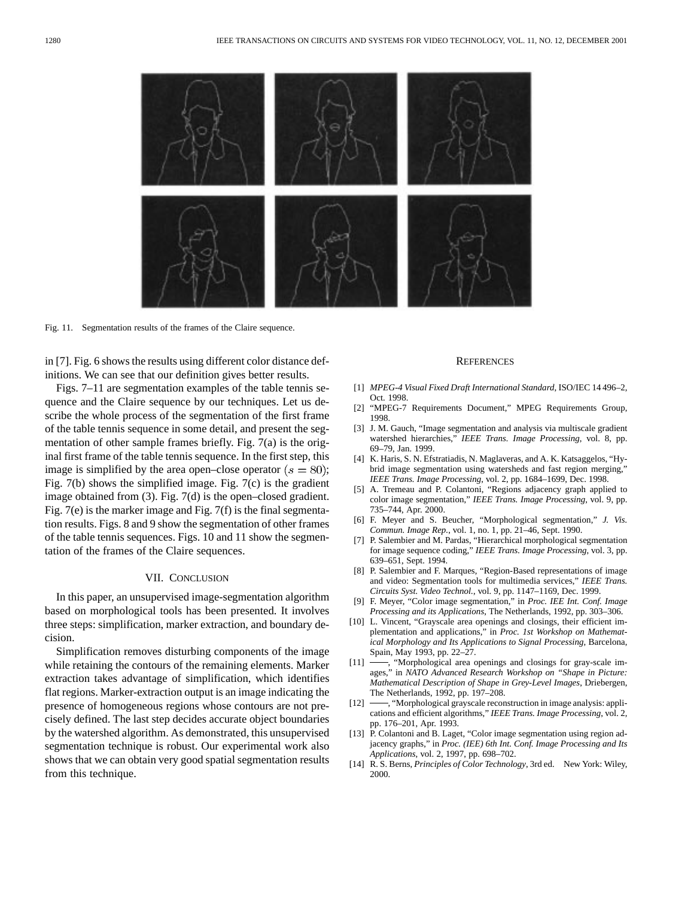Fig. 11. Segmentation results of the frames of the Claire sequence.

in [7]. Fig. 6 shows the results using different color distance definitions. We can see that our definition gives better results.

Figs. 7–11 are segmentation examples of the table tennis sequence and the Claire sequence by our techniques. Let us describe the whole process of the segmentation of the first frame of the table tennis sequence in some detail, and present the segmentation of other sample frames briefly. Fig. 7(a) is the original first frame of the table tennis sequence. In the first step, this image is simplified by the area open–close operator $(s = 80)$; Fig. 7(b) shows the simplified image. Fig. 7(c) is the gradient image obtained from (3). Fig. 7(d) is the open–closed gradient. Fig. 7(e) is the marker image and Fig. 7(f) is the final segmentation results. Figs. 8 and 9 show the segmentation of other frames of the table tennis sequences. Figs. 10 and 11 show the segmentation of the frames of the Claire sequences.

## VII. Conclusion

In this paper, an unsupervised image-segmentation algorithm based on morphological tools has been presented. It involves three steps: simplification, marker extraction, and boundary decision.

Simplification removes disturbing components of the image while retaining the contours of the remaining elements. Marker extraction takes advantage of simplification, which identifies flat regions. Marker-extraction output is an image indicating the presence of homogeneous regions whose contours are not precisely defined. The last step decides accurate object boundaries by the watershed algorithm. As demonstrated, this unsupervised segmentation technique is robust. Our experimental work also shows that we can obtain very good spatial segmentation results from this technique.

## References

[1] *MPEG-4 Visual Fixed Draft International Standard*, ISO/IEC 14 496–2, Oct. 1998.

[2] "MPEG-7 Requirements Document," MPEG Requirements Group, 1998.

[3] J. M. Gauch, "Image segmentation and analysis via multiscale gradient watershed hierarchies," *IEEE Trans. Image Processing*, vol. 8, pp. 69–79, Jan. 1999.

[4] K. Haris, S. N. Efstratiadis, N. Maglaveras, and A. K. Katsaggelos, "Hybrid image segmentation using watersheds and fast region merging," *IEEE Trans. Image Processing*, vol. 2, pp. 1684–1699, Dec. 1998.

[5] A. Tremeau and P. Colantoni, "Regions adjacency graph applied to color image segmentation," *IEEE Trans. Image Processing*, vol. 9, pp. 735–744, Apr. 2000.

[6] F. Meyer and S. Beucher, "Morphological segmentation," *J. Vis. Commun. Image Rep.*, vol. 1, no. 1, pp. 21–46, Sept. 1990.

[7] P. Salembier and M. Pardas, "Hierarchical morphological segmentation for image sequence coding," *IEEE Trans. Image Processing*, vol. 3, pp. 639–651, Sept. 1994.

[8] P. Salembier and F. Marques, "Region-Based representations of image and video: Segmentation tools for multimedia services," *IEEE Trans. Circuits Syst. Video Technol.*, vol. 9, pp. 1147–1169, Dec. 1999.

[9] F. Meyer, "Color image segmentation," in *Proc. IEE Int. Conf. Image Processing and its Applications*, The Netherlands, 1992, pp. 303–306.

[10] L. Vincent, "Grayscale area openings and closings, their efficient implementation and applications," in *Proc. 1st Workshop on Mathematical Morphology and Its Applications to Signal Processing*, Barcelona, Spain, May 1993, pp. 22–27.

[11] ——, "Morphological area openings and closings for gray-scale images," in *NATO Advanced Research Workshop on "Shape in Picture: Mathematical Description of Shape in Grey-Level Images*, Driebergen, The Netherlands, 1992, pp. 197–208.

[12] ——, "Morphological grayscale reconstruction in image analysis: applications and efficient algorithms," *IEEE Trans. Image Processing*, vol. 2, pp. 176–201, Apr. 1993.

[13] P. Colantoni and B. Laget, "Color image segmentation using region adjacency graphs," in *Proc. (IEE) 6th Int. Conf. Image Processing and Its Applications*, vol. 2, 1997, pp. 698–702.

[14] R. S. Berns, *Principles of Color Technology*, 3rd ed. New York: Wiley, 2000.